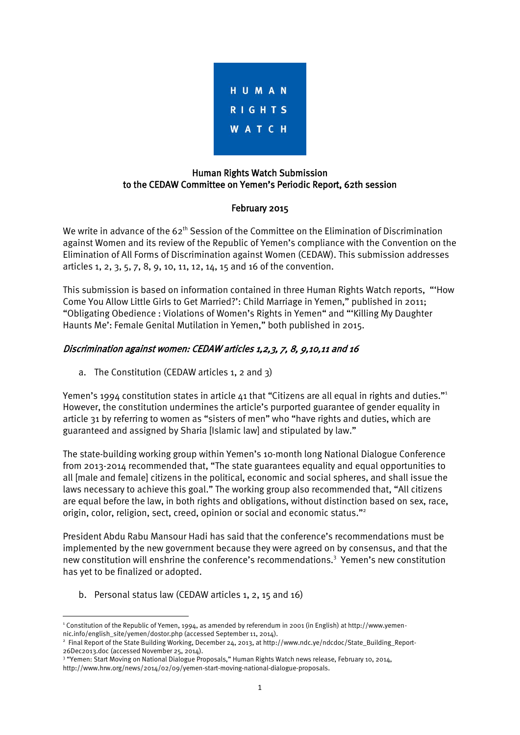HUMAN RIGHTS WATCH

# Human Rights Watch Submission to the CEDAW Committee on Yemen's Periodic Report, 62th session

February 2015

We write in advance of the 62th Session of the Committee on the Elimination of Discrimination against Women and its review of the Republic of Yemen's compliance with the Convention on the Elimination of All Forms of Discrimination against Women (CEDAW). This submission addresses articles 1, 2, 3, 5, 7, 8, 9, 10, 11, 12, 14, 15 and 16 of the convention.

This submission is based on information contained in three Human Rights Watch reports, "'How Come You Allow Little Girls to Get Married?': Child Marriage in Yemen," published in 2011; "Obligating Obedience : Violations of Women's Rights in Yemen" and "'Killing My Daughter Haunts Me': Female Genital Mutilation in Yemen," both published in 2015.

## *Discrimination against women: CEDAW articles 1,2,3, 7, 8, 9,10,11 and 16*

a. The Constitution (CEDAW articles 1, 2 and 3)

Yemen's 1994 constitution states in article 41 that "Citizens are all equal in rights and duties."[1] However, the constitution undermines the article's purported guarantee of gender equality in article 31 by referring to women as "sisters of men" who "have rights and duties, which are guaranteed and assigned by Sharia [Islamic law] and stipulated by law."

The state-building working group within Yemen's 10-month long National Dialogue Conference from 2013-2014 recommended that, "The state guarantees equality and equal opportunities to all [male and female] citizens in the political, economic and social spheres, and shall issue the laws necessary to achieve this goal." The working group also recommended that, "All citizens are equal before the law, in both rights and obligations, without distinction based on sex, race, origin, color, religion, sect, creed, opinion or social and economic status."[2]

President Abdu Rabu Mansour Hadi has said that the conference's recommendations must be implemented by the new government because they were agreed on by consensus, and that the new constitution will enshrine the conference's recommendations.[3] Yemen's new constitution has yet to be finalized or adopted.

b. Personal status law (CEDAW articles 1, 2, 15 and 16)

---

[1] Constitution of the Republic of Yemen, 1994, as amended by referendum in 2001 (in English) at http://www.yemen-nic.info/english_site/yemen/dostor.php (accessed September 11, 2014).

[2] Final Report of the State Building Working, December 24, 2013, at http://www.ndc.ye/ndcdoc/State_Building_Report-26Dec2013.doc (accessed November 25, 2014).

[3] "Yemen: Start Moving on National Dialogue Proposals," Human Rights Watch news release, February 10, 2014, http://www.hrw.org/news/2014/02/09/yemen-start-moving-national-dialogue-proposals.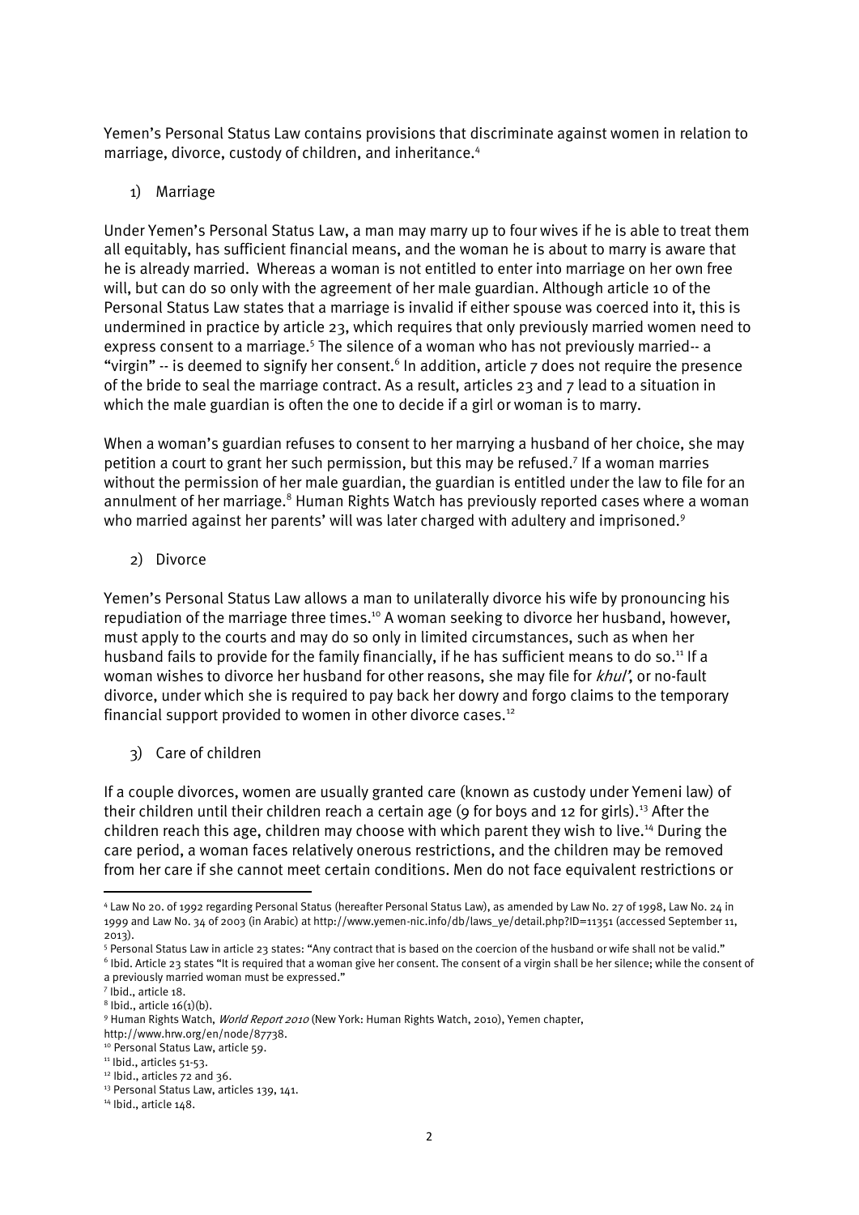Yemen's Personal Status Law contains provisions that discriminate against women in relation to marriage, divorce, custody of children, and inheritance.[4]

1) Marriage

Under Yemen's Personal Status Law, a man may marry up to four wives if he is able to treat them all equitably, has sufficient financial means, and the woman he is about to marry is aware that he is already married. Whereas a woman is not entitled to enter into marriage on her own free will, but can do so only with the agreement of her male guardian. Although article 10 of the Personal Status Law states that a marriage is invalid if either spouse was coerced into it, this is undermined in practice by article 23, which requires that only previously married women need to express consent to a marriage.[5] The silence of a woman who has not previously married-- a "virgin" -- is deemed to signify her consent.[6] In addition, article 7 does not require the presence of the bride to seal the marriage contract. As a result, articles 23 and 7 lead to a situation in which the male guardian is often the one to decide if a girl or woman is to marry.

When a woman's guardian refuses to consent to her marrying a husband of her choice, she may petition a court to grant her such permission, but this may be refused.[7] If a woman marries without the permission of her male guardian, the guardian is entitled under the law to file for an annulment of her marriage.[8] Human Rights Watch has previously reported cases where a woman who married against her parents' will was later charged with adultery and imprisoned.[9]

2) Divorce

Yemen's Personal Status Law allows a man to unilaterally divorce his wife by pronouncing his repudiation of the marriage three times.[10] A woman seeking to divorce her husband, however, must apply to the courts and may do so only in limited circumstances, such as when her husband fails to provide for the family financially, if he has sufficient means to do so.[11] If a woman wishes to divorce her husband for other reasons, she may file for *khul'*, or no-fault divorce, under which she is required to pay back her dowry and forgo claims to the temporary financial support provided to women in other divorce cases.[12]

3) Care of children

If a couple divorces, women are usually granted care (known as custody under Yemeni law) of their children until their children reach a certain age (9 for boys and 12 for girls).[13] After the children reach this age, children may choose with which parent they wish to live.[14] During the care period, a woman faces relatively onerous restrictions, and the children may be removed from her care if she cannot meet certain conditions. Men do not face equivalent restrictions or

---

[4] Law No 20. of 1992 regarding Personal Status (hereafter Personal Status Law), as amended by Law No. 27 of 1998, Law No. 24 in 1999 and Law No. 34 of 2003 (in Arabic) at http://www.yemen-nic.info/db/laws_ye/detail.php?ID=11351 (accessed September 11, 2013).

[5] Personal Status Law in article 23 states: "Any contract that is based on the coercion of the husband or wife shall not be valid."

[6] Ibid. Article 23 states "It is required that a woman give her consent. The consent of a virgin shall be her silence; while the consent of a previously married woman must be expressed."

[7] Ibid., article 18.

[8] Ibid., article 16(1)(b).

[9] Human Rights Watch, *World Report 2010* (New York: Human Rights Watch, 2010), Yemen chapter, http://www.hrw.org/en/node/87738.

[10] Personal Status Law, article 59.

[11] Ibid., articles 51-53.

[12] Ibid., articles 72 and 36.

[13] Personal Status Law, articles 139, 141.

[14] Ibid., article 148.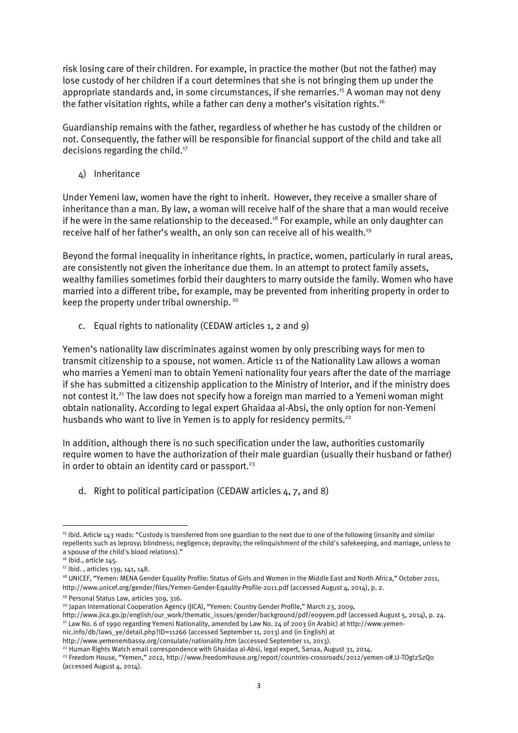risk losing care of their children. For example, in practice the mother (but not the father) may lose custody of her children if a court determines that she is not bringing them up under the appropriate standards and, in some circumstances, if she remarries.[15] A woman may not deny the father visitation rights, while a father can deny a mother's visitation rights.[16]

Guardianship remains with the father, regardless of whether he has custody of the children or not. Consequently, the father will be responsible for financial support of the child and take all decisions regarding the child.[17]

4) Inheritance

Under Yemeni law, women have the right to inherit. However, they receive a smaller share of inheritance than a man. By law, a woman will receive half of the share that a man would receive if he were in the same relationship to the deceased.[18] For example, while an only daughter can receive half of her father's wealth, an only son can receive all of his wealth.[19]

Beyond the formal inequality in inheritance rights, in practice, women, particularly in rural areas, are consistently not given the inheritance due them. In an attempt to protect family assets, wealthy families sometimes forbid their daughters to marry outside the family. Women who have married into a different tribe, for example, may be prevented from inheriting property in order to keep the property under tribal ownership.[20]

c. Equal rights to nationality (CEDAW articles 1, 2 and 9)

Yemen's nationality law discriminates against women by only prescribing ways for men to transmit citizenship to a spouse, not women. Article 11 of the Nationality Law allows a woman who marries a Yemeni man to obtain Yemeni nationality four years after the date of the marriage if she has submitted a citizenship application to the Ministry of Interior, and if the ministry does not contest it.[21] The law does not specify how a foreign man married to a Yemeni woman might obtain nationality. According to legal expert Ghaidaa al-Absi, the only option for non-Yemeni husbands who want to live in Yemen is to apply for residency permits.[22]

In addition, although there is no such specification under the law, authorities customarily require women to have the authorization of their male guardian (usually their husband or father) in order to obtain an identity card or passport.[23]

d. Right to political participation (CEDAW articles 4, 7, and 8)

---

[15] Ibid. Article 143 reads: "Custody is transferred from one guardian to the next due to one of the following (insanity and similar repellents such as leprosy; blindness; negligence; depravity; the relinquishment of the child's safekeeping, and marriage, unless to a spouse of the child's blood relations)."

[16] Ibid., article 145.

[17] Ibid. , articles 139, 141, 148.

[18] UNICEF, "Yemen: MENA Gender Equality Profile: Status of Girls and Women in the Middle East and North Africa," October 2011, http://www.unicef.org/gender/files/Yemen-Gender-Eqaulity-Profile-2011.pdf (accessed August 4, 2014), p. 2.

[19] Personal Status Law, articles 309, 316.

[20] Japan International Cooperation Agency (JICA), "Yemen: Country Gender Profile," March 23, 2009, http://www.jica.go.jp/english/our_work/thematic_issues/gender/background/pdf/e09yem.pdf (accessed August 5, 2014), p. 24.

[21] Law No. 6 of 1990 regarding Yemeni Nationality, amended by Law No. 24 of 2003 (in Arabic) at http://www.yemen-nic.info/db/laws_ye/detail.php?ID=11266 (accessed September 11, 2013) and (in English) at http://www.yemenembassy.org/consulate/nationality.htm (accessed September 11, 2013).

[22] Human Rights Watch email correspondence with Ghaidaa al-Absi, legal expert, Sanaa, August 31, 2014.

[23] Freedom House, "Yemen," 2012, http://www.freedomhouse.org/report/countries-crossroads/2012/yemen-0#.U-TOgI2SzQo (accessed August 4, 2014).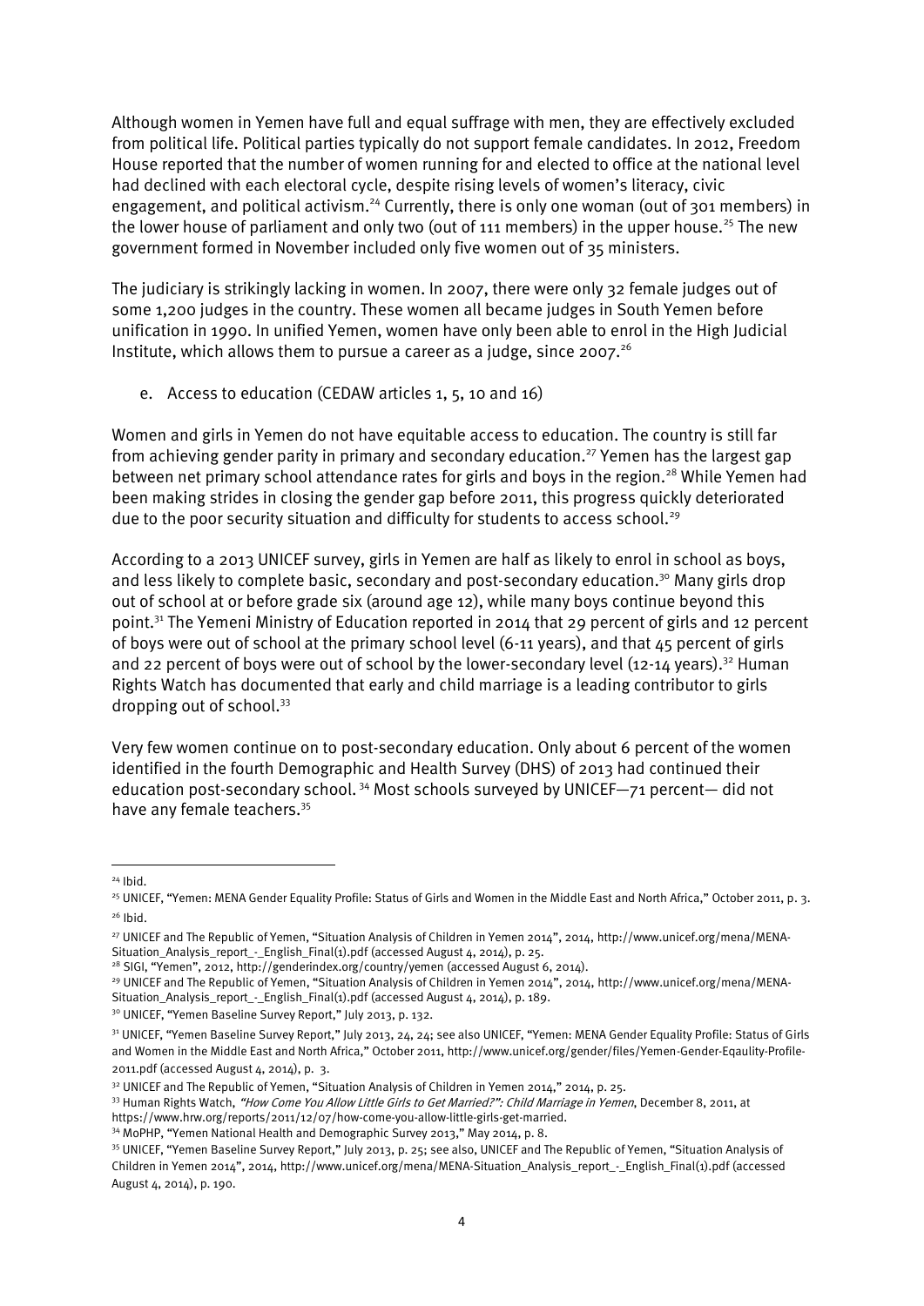Although women in Yemen have full and equal suffrage with men, they are effectively excluded from political life. Political parties typically do not support female candidates. In 2012, Freedom House reported that the number of women running for and elected to office at the national level had declined with each electoral cycle, despite rising levels of women's literacy, civic engagement, and political activism.[24] Currently, there is only one woman (out of 301 members) in the lower house of parliament and only two (out of 111 members) in the upper house.[25] The new government formed in November included only five women out of 35 ministers.

The judiciary is strikingly lacking in women. In 2007, there were only 32 female judges out of some 1,200 judges in the country. These women all became judges in South Yemen before unification in 1990. In unified Yemen, women have only been able to enrol in the High Judicial Institute, which allows them to pursue a career as a judge, since 2007.[26]

e. Access to education (CEDAW articles 1, 5, 10 and 16)

Women and girls in Yemen do not have equitable access to education. The country is still far from achieving gender parity in primary and secondary education.[27] Yemen has the largest gap between net primary school attendance rates for girls and boys in the region.[28] While Yemen had been making strides in closing the gender gap before 2011, this progress quickly deteriorated due to the poor security situation and difficulty for students to access school.[29]

According to a 2013 UNICEF survey, girls in Yemen are half as likely to enrol in school as boys, and less likely to complete basic, secondary and post-secondary education.[30] Many girls drop out of school at or before grade six (around age 12), while many boys continue beyond this point.[31] The Yemeni Ministry of Education reported in 2014 that 29 percent of girls and 12 percent of boys were out of school at the primary school level (6-11 years), and that 45 percent of girls and 22 percent of boys were out of school by the lower-secondary level (12-14 years).[32] Human Rights Watch has documented that early and child marriage is a leading contributor to girls dropping out of school.[33]

Very few women continue on to post-secondary education. Only about 6 percent of the women identified in the fourth Demographic and Health Survey (DHS) of 2013 had continued their education post-secondary school.[34] Most schools surveyed by UNICEF—71 percent— did not have any female teachers.[35]

---

[24] Ibid.

[25] UNICEF, "Yemen: MENA Gender Equality Profile: Status of Girls and Women in the Middle East and North Africa," October 2011, p. 3.

[26] Ibid.

[27] UNICEF and The Republic of Yemen, "Situation Analysis of Children in Yemen 2014", 2014, http://www.unicef.org/mena/MENA-Situation_Analysis_report_-_English_Final(1).pdf (accessed August 4, 2014), p. 25.

[28] SIGI, "Yemen", 2012, http://genderindex.org/country/yemen (accessed August 6, 2014).

[29] UNICEF and The Republic of Yemen, "Situation Analysis of Children in Yemen 2014", 2014, http://www.unicef.org/mena/MENA-Situation_Analysis_report_-_English_Final(1).pdf (accessed August 4, 2014), p. 189.

[30] UNICEF, "Yemen Baseline Survey Report," July 2013, p. 132.

[31] UNICEF, "Yemen Baseline Survey Report," July 2013, 24, 24; see also UNICEF, "Yemen: MENA Gender Equality Profile: Status of Girls and Women in the Middle East and North Africa," October 2011, http://www.unicef.org/gender/files/Yemen-Gender-Eqaulity-Profile-2011.pdf (accessed August 4, 2014), p. 3.

[32] UNICEF and The Republic of Yemen, "Situation Analysis of Children in Yemen 2014," 2014, p. 25.

[33] Human Rights Watch, *"How Come You Allow Little Girls to Get Married?": Child Marriage in Yemen*, December 8, 2011, at https://www.hrw.org/reports/2011/12/07/how-come-you-allow-little-girls-get-married.

[34] MoPHP, "Yemen National Health and Demographic Survey 2013," May 2014, p. 8.

[35] UNICEF, "Yemen Baseline Survey Report," July 2013, p. 25; see also, UNICEF and The Republic of Yemen, "Situation Analysis of Children in Yemen 2014", 2014, http://www.unicef.org/mena/MENA-Situation_Analysis_report_-_English_Final(1).pdf (accessed August 4, 2014), p. 190.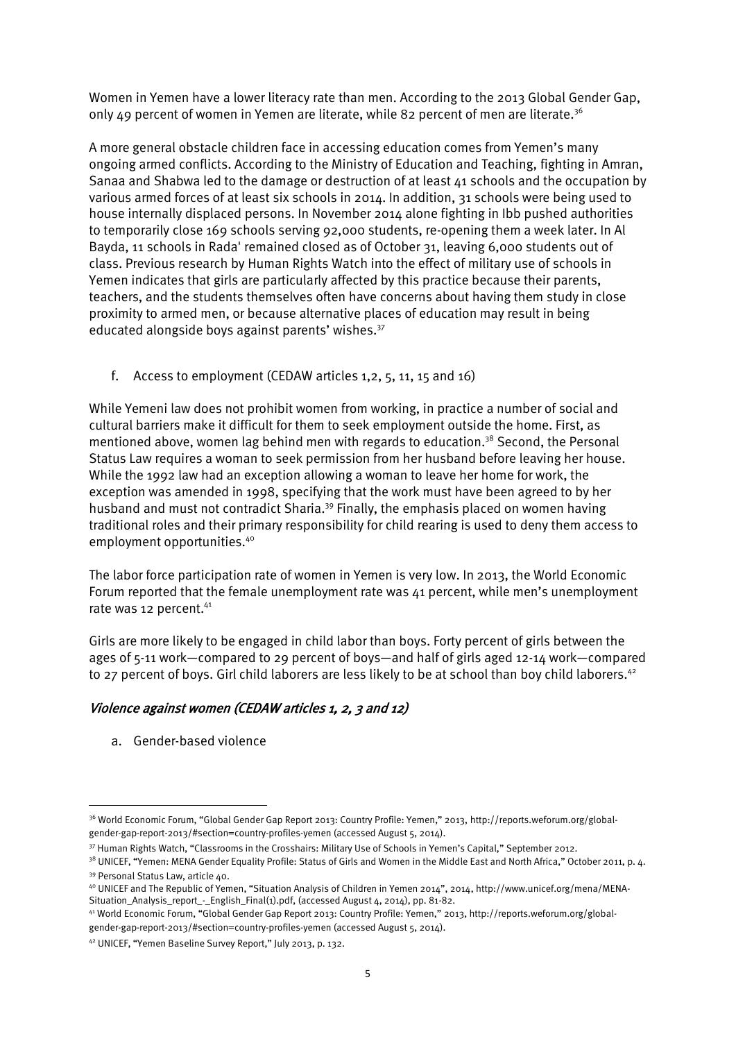Women in Yemen have a lower literacy rate than men. According to the 2013 Global Gender Gap, only 49 percent of women in Yemen are literate, while 82 percent of men are literate.[36]

A more general obstacle children face in accessing education comes from Yemen's many ongoing armed conflicts. According to the Ministry of Education and Teaching, fighting in Amran, Sanaa and Shabwa led to the damage or destruction of at least 41 schools and the occupation by various armed forces of at least six schools in 2014. In addition, 31 schools were being used to house internally displaced persons. In November 2014 alone fighting in Ibb pushed authorities to temporarily close 169 schools serving 92,000 students, re-opening them a week later. In Al Bayda, 11 schools in Rada' remained closed as of October 31, leaving 6,000 students out of class. Previous research by Human Rights Watch into the effect of military use of schools in Yemen indicates that girls are particularly affected by this practice because their parents, teachers, and the students themselves often have concerns about having them study in close proximity to armed men, or because alternative places of education may result in being educated alongside boys against parents' wishes.[37]

f. Access to employment (CEDAW articles 1,2, 5, 11, 15 and 16)

While Yemeni law does not prohibit women from working, in practice a number of social and cultural barriers make it difficult for them to seek employment outside the home. First, as mentioned above, women lag behind men with regards to education.[38] Second, the Personal Status Law requires a woman to seek permission from her husband before leaving her house. While the 1992 law had an exception allowing a woman to leave her home for work, the exception was amended in 1998, specifying that the work must have been agreed to by her husband and must not contradict Sharia.[39] Finally, the emphasis placed on women having traditional roles and their primary responsibility for child rearing is used to deny them access to employment opportunities.[40]

The labor force participation rate of women in Yemen is very low. In 2013, the World Economic Forum reported that the female unemployment rate was 41 percent, while men's unemployment rate was 12 percent.[41]

Girls are more likely to be engaged in child labor than boys. Forty percent of girls between the ages of 5-11 work—compared to 29 percent of boys—and half of girls aged 12-14 work—compared to 27 percent of boys. Girl child laborers are less likely to be at school than boy child laborers.[42]

### *Violence against women (CEDAW articles 1, 2, 3 and 12)*

a. Gender-based violence

---

[36] World Economic Forum, "Global Gender Gap Report 2013: Country Profile: Yemen," 2013, http://reports.weforum.org/global-gender-gap-report-2013/#section=country-profiles-yemen (accessed August 5, 2014).

[37] Human Rights Watch, "Classrooms in the Crosshairs: Military Use of Schools in Yemen's Capital," September 2012.

[38] UNICEF, "Yemen: MENA Gender Equality Profile: Status of Girls and Women in the Middle East and North Africa," October 2011, p. 4.

[39] Personal Status Law, article 40.

[40] UNICEF and The Republic of Yemen, "Situation Analysis of Children in Yemen 2014", 2014, http://www.unicef.org/mena/MENA-Situation_Analysis_report_-_English_Final(1).pdf, (accessed August 4, 2014), pp. 81-82.

[41] World Economic Forum, "Global Gender Gap Report 2013: Country Profile: Yemen," 2013, http://reports.weforum.org/global-gender-gap-report-2013/#section=country-profiles-yemen (accessed August 5, 2014).

[42] UNICEF, "Yemen Baseline Survey Report," July 2013, p. 132.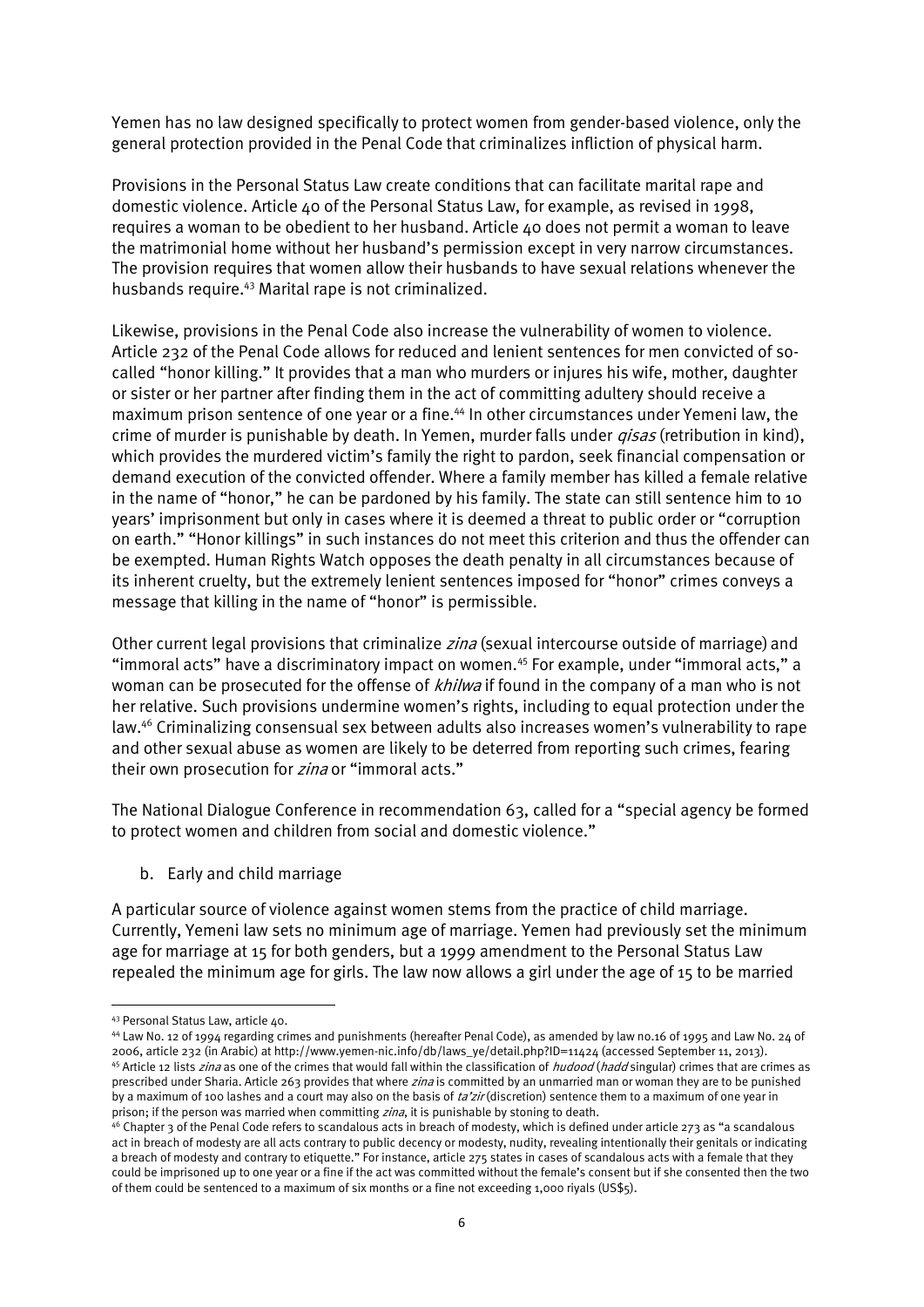Yemen has no law designed specifically to protect women from gender-based violence, only the general protection provided in the Penal Code that criminalizes infliction of physical harm.

Provisions in the Personal Status Law create conditions that can facilitate marital rape and domestic violence. Article 40 of the Personal Status Law, for example, as revised in 1998, requires a woman to be obedient to her husband. Article 40 does not permit a woman to leave the matrimonial home without her husband's permission except in very narrow circumstances. The provision requires that women allow their husbands to have sexual relations whenever the husbands require.[43] Marital rape is not criminalized.

Likewise, provisions in the Penal Code also increase the vulnerability of women to violence. Article 232 of the Penal Code allows for reduced and lenient sentences for men convicted of so-called "honor killing." It provides that a man who murders or injures his wife, mother, daughter or sister or her partner after finding them in the act of committing adultery should receive a maximum prison sentence of one year or a fine.[44] In other circumstances under Yemeni law, the crime of murder is punishable by death. In Yemen, murder falls under *qisas* (retribution in kind), which provides the murdered victim's family the right to pardon, seek financial compensation or demand execution of the convicted offender. Where a family member has killed a female relative in the name of "honor," he can be pardoned by his family. The state can still sentence him to 10 years' imprisonment but only in cases where it is deemed a threat to public order or "corruption on earth." "Honor killings" in such instances do not meet this criterion and thus the offender can be exempted. Human Rights Watch opposes the death penalty in all circumstances because of its inherent cruelty, but the extremely lenient sentences imposed for "honor" crimes conveys a message that killing in the name of "honor" is permissible.

Other current legal provisions that criminalize *zina* (sexual intercourse outside of marriage) and "immoral acts" have a discriminatory impact on women.[45] For example, under "immoral acts," a woman can be prosecuted for the offense of *khilwa* if found in the company of a man who is not her relative. Such provisions undermine women's rights, including to equal protection under the law.[46] Criminalizing consensual sex between adults also increases women's vulnerability to rape and other sexual abuse as women are likely to be deterred from reporting such crimes, fearing their own prosecution for *zina* or "immoral acts."

The National Dialogue Conference in recommendation 63, called for a "special agency be formed to protect women and children from social and domestic violence."

b. Early and child marriage

A particular source of violence against women stems from the practice of child marriage. Currently, Yemeni law sets no minimum age of marriage. Yemen had previously set the minimum age for marriage at 15 for both genders, but a 1999 amendment to the Personal Status Law repealed the minimum age for girls. The law now allows a girl under the age of 15 to be married

---

[43] Personal Status Law, article 40.

[44] Law No. 12 of 1994 regarding crimes and punishments (hereafter Penal Code), as amended by law no.16 of 1995 and Law No. 24 of 2006, article 232 (in Arabic) at http://www.yemen-nic.info/db/laws_ye/detail.php?ID=11424 (accessed September 11, 2013).

[45] Article 12 lists *zina* as one of the crimes that would fall within the classification of *hudood* (*hadd* singular) crimes that are crimes as prescribed under Sharia. Article 263 provides that where *zina* is committed by an unmarried man or woman they are to be punished by a maximum of 100 lashes and a court may also on the basis of *ta'zir* (discretion) sentence them to a maximum of one year in prison; if the person was married when committing *zina*, it is punishable by stoning to death.

[46] Chapter 3 of the Penal Code refers to scandalous acts in breach of modesty, which is defined under article 273 as "a scandalous act in breach of modesty are all acts contrary to public decency or modesty, nudity, revealing intentionally their genitals or indicating a breach of modesty and contrary to etiquette." For instance, article 275 states in cases of scandalous acts with a female that they could be imprisoned up to one year or a fine if the act was committed without the female's consent but if she consented then the two of them could be sentenced to a maximum of six months or a fine not exceeding 1,000 riyals (US$5).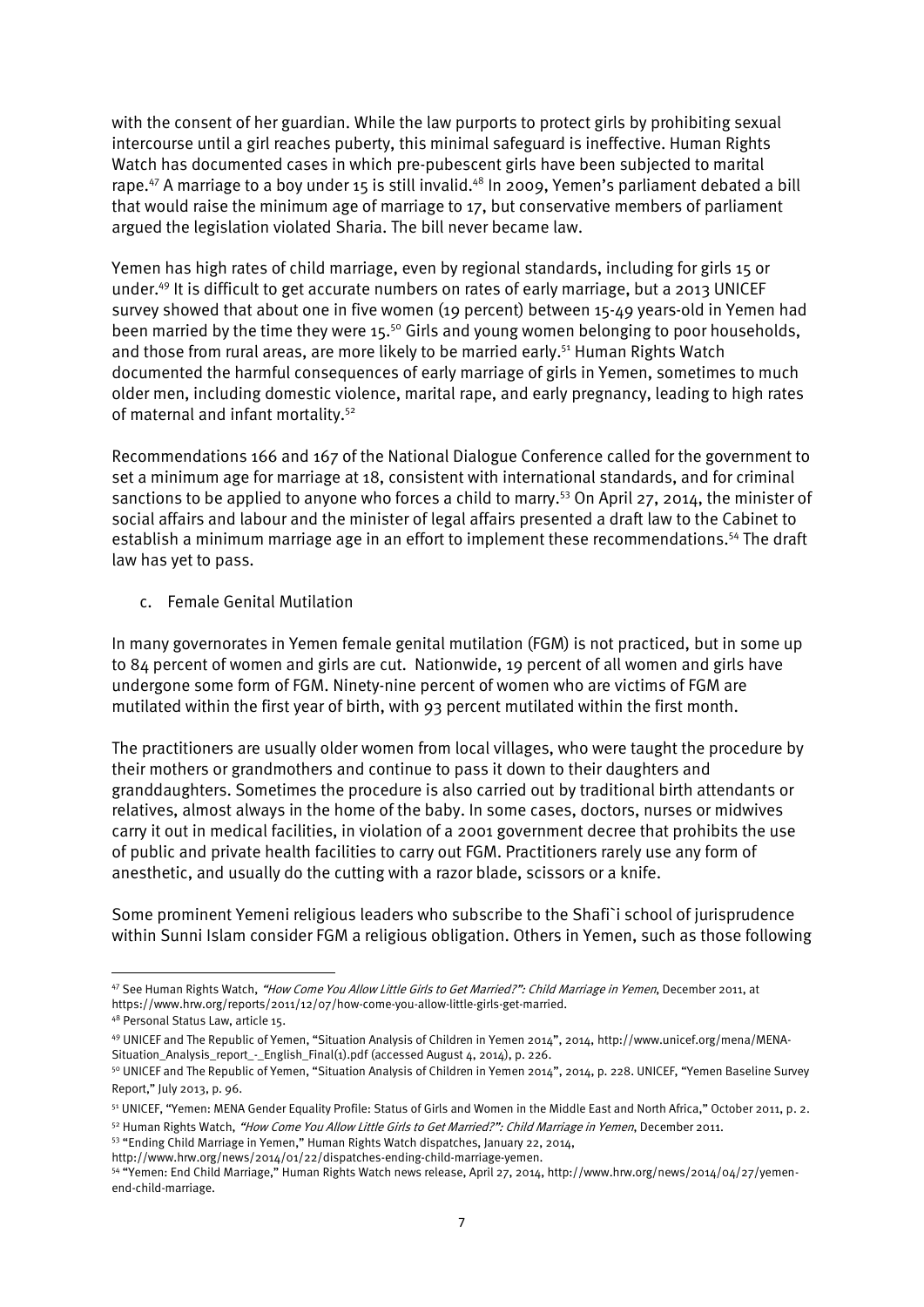with the consent of her guardian. While the law purports to protect girls by prohibiting sexual intercourse until a girl reaches puberty, this minimal safeguard is ineffective. Human Rights Watch has documented cases in which pre-pubescent girls have been subjected to marital rape.[47] A marriage to a boy under 15 is still invalid.[48] In 2009, Yemen's parliament debated a bill that would raise the minimum age of marriage to 17, but conservative members of parliament argued the legislation violated Sharia. The bill never became law.

Yemen has high rates of child marriage, even by regional standards, including for girls 15 or under.[49] It is difficult to get accurate numbers on rates of early marriage, but a 2013 UNICEF survey showed that about one in five women (19 percent) between 15-49 years-old in Yemen had been married by the time they were 15.[50] Girls and young women belonging to poor households, and those from rural areas, are more likely to be married early.[51] Human Rights Watch documented the harmful consequences of early marriage of girls in Yemen, sometimes to much older men, including domestic violence, marital rape, and early pregnancy, leading to high rates of maternal and infant mortality.[52]

Recommendations 166 and 167 of the National Dialogue Conference called for the government to set a minimum age for marriage at 18, consistent with international standards, and for criminal sanctions to be applied to anyone who forces a child to marry.[53] On April 27, 2014, the minister of social affairs and labour and the minister of legal affairs presented a draft law to the Cabinet to establish a minimum marriage age in an effort to implement these recommendations.[54] The draft law has yet to pass.

c. Female Genital Mutilation

In many governorates in Yemen female genital mutilation (FGM) is not practiced, but in some up to 84 percent of women and girls are cut. Nationwide, 19 percent of all women and girls have undergone some form of FGM. Ninety-nine percent of women who are victims of FGM are mutilated within the first year of birth, with 93 percent mutilated within the first month.

The practitioners are usually older women from local villages, who were taught the procedure by their mothers or grandmothers and continue to pass it down to their daughters and granddaughters. Sometimes the procedure is also carried out by traditional birth attendants or relatives, almost always in the home of the baby. In some cases, doctors, nurses or midwives carry it out in medical facilities, in violation of a 2001 government decree that prohibits the use of public and private health facilities to carry out FGM. Practitioners rarely use any form of anesthetic, and usually do the cutting with a razor blade, scissors or a knife.

Some prominent Yemeni religious leaders who subscribe to the Shafi`i school of jurisprudence within Sunni Islam consider FGM a religious obligation. Others in Yemen, such as those following

---

[47] See Human Rights Watch, *"How Come You Allow Little Girls to Get Married?": Child Marriage in Yemen*, December 2011, at https://www.hrw.org/reports/2011/12/07/how-come-you-allow-little-girls-get-married.

[48] Personal Status Law, article 15.

[49] UNICEF and The Republic of Yemen, "Situation Analysis of Children in Yemen 2014", 2014, http://www.unicef.org/mena/MENA-Situation_Analysis_report_-_English_Final(1).pdf (accessed August 4, 2014), p. 226.

[50] UNICEF and The Republic of Yemen, "Situation Analysis of Children in Yemen 2014", 2014, p. 228. UNICEF, "Yemen Baseline Survey Report," July 2013, p. 96.

[51] UNICEF, "Yemen: MENA Gender Equality Profile: Status of Girls and Women in the Middle East and North Africa," October 2011, p. 2.

[52] Human Rights Watch, *"How Come You Allow Little Girls to Get Married?": Child Marriage in Yemen*, December 2011.

[53] "Ending Child Marriage in Yemen," Human Rights Watch dispatches, January 22, 2014, http://www.hrw.org/news/2014/01/22/dispatches-ending-child-marriage-yemen.

[54] "Yemen: End Child Marriage," Human Rights Watch news release, April 27, 2014, http://www.hrw.org/news/2014/04/27/yemen-end-child-marriage.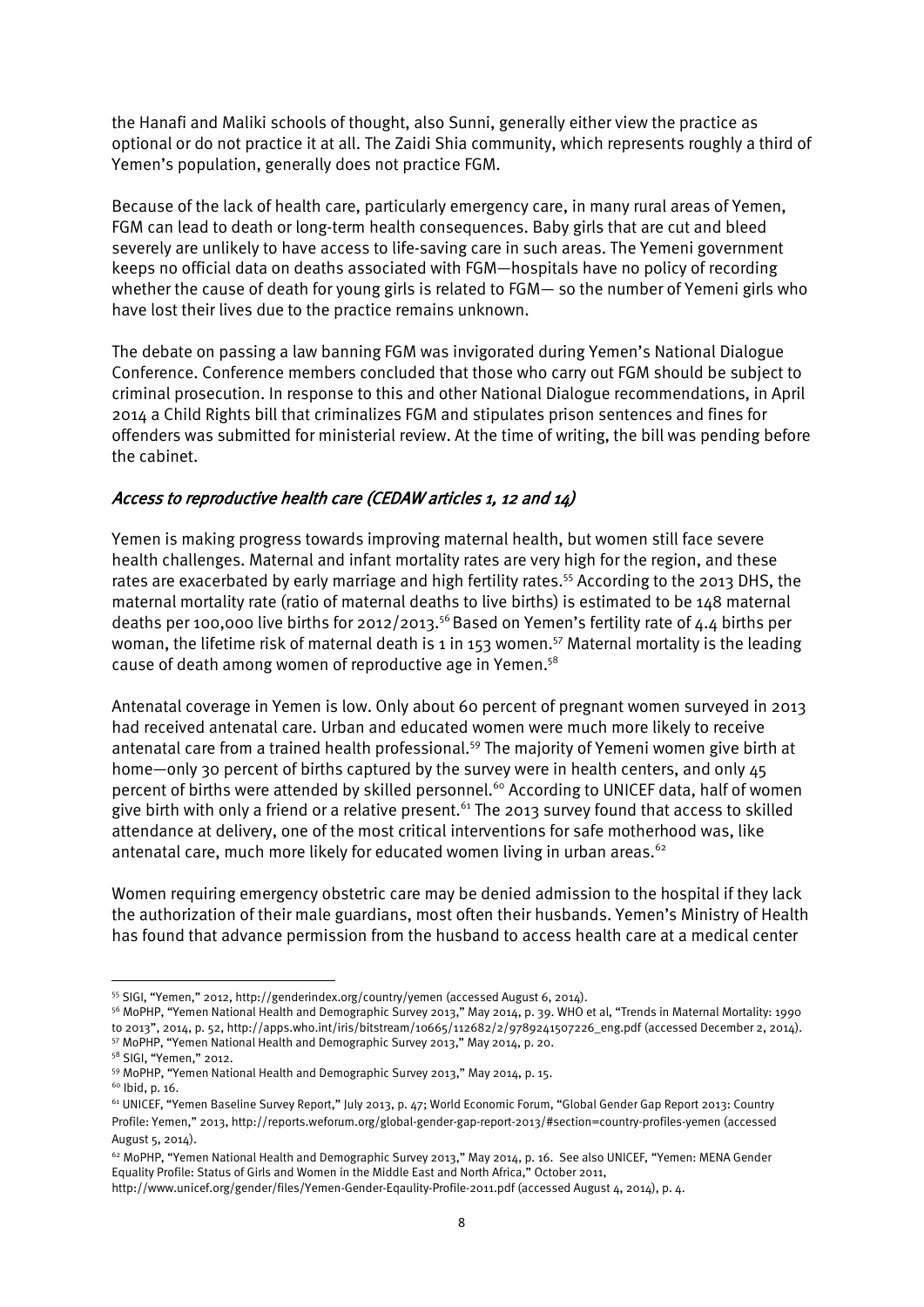the Hanafi and Maliki schools of thought, also Sunni, generally either view the practice as optional or do not practice it at all. The Zaidi Shia community, which represents roughly a third of Yemen's population, generally does not practice FGM.

Because of the lack of health care, particularly emergency care, in many rural areas of Yemen, FGM can lead to death or long-term health consequences. Baby girls that are cut and bleed severely are unlikely to have access to life-saving care in such areas. The Yemeni government keeps no official data on deaths associated with FGM—hospitals have no policy of recording whether the cause of death for young girls is related to FGM— so the number of Yemeni girls who have lost their lives due to the practice remains unknown.

The debate on passing a law banning FGM was invigorated during Yemen's National Dialogue Conference. Conference members concluded that those who carry out FGM should be subject to criminal prosecution. In response to this and other National Dialogue recommendations, in April 2014 a Child Rights bill that criminalizes FGM and stipulates prison sentences and fines for offenders was submitted for ministerial review. At the time of writing, the bill was pending before the cabinet.

### *Access to reproductive health care (CEDAW articles 1, 12 and 14)*

Yemen is making progress towards improving maternal health, but women still face severe health challenges. Maternal and infant mortality rates are very high for the region, and these rates are exacerbated by early marriage and high fertility rates.[55] According to the 2013 DHS, the maternal mortality rate (ratio of maternal deaths to live births) is estimated to be 148 maternal deaths per 100,000 live births for 2012/2013.[56] Based on Yemen's fertility rate of 4.4 births per woman, the lifetime risk of maternal death is 1 in 153 women.[57] Maternal mortality is the leading cause of death among women of reproductive age in Yemen.[58]

Antenatal coverage in Yemen is low. Only about 60 percent of pregnant women surveyed in 2013 had received antenatal care. Urban and educated women were much more likely to receive antenatal care from a trained health professional.[59] The majority of Yemeni women give birth at home—only 30 percent of births captured by the survey were in health centers, and only 45 percent of births were attended by skilled personnel.[60] According to UNICEF data, half of women give birth with only a friend or a relative present.[61] The 2013 survey found that access to skilled attendance at delivery, one of the most critical interventions for safe motherhood was, like antenatal care, much more likely for educated women living in urban areas.[62]

Women requiring emergency obstetric care may be denied admission to the hospital if they lack the authorization of their male guardians, most often their husbands. Yemen's Ministry of Health has found that advance permission from the husband to access health care at a medical center

---

[55] SIGI, "Yemen," 2012, http://genderindex.org/country/yemen (accessed August 6, 2014).

[56] MoPHP, "Yemen National Health and Demographic Survey 2013," May 2014, p. 39. WHO et al, "Trends in Maternal Mortality: 1990 to 2013", 2014, p. 52, http://apps.who.int/iris/bitstream/10665/112682/2/9789241507226_eng.pdf (accessed December 2, 2014).

[57] MoPHP, "Yemen National Health and Demographic Survey 2013," May 2014, p. 20.

[58] SIGI, "Yemen," 2012.

[59] MoPHP, "Yemen National Health and Demographic Survey 2013," May 2014, p. 15.

[60] Ibid, p. 16.

[61] UNICEF, "Yemen Baseline Survey Report," July 2013, p. 47; World Economic Forum, "Global Gender Gap Report 2013: Country Profile: Yemen," 2013, http://reports.weforum.org/global-gender-gap-report-2013/#section=country-profiles-yemen (accessed August 5, 2014).

[62] MoPHP, "Yemen National Health and Demographic Survey 2013," May 2014, p. 16. See also UNICEF, "Yemen: MENA Gender Equality Profile: Status of Girls and Women in the Middle East and North Africa," October 2011, http://www.unicef.org/gender/files/Yemen-Gender-Eqaulity-Profile-2011.pdf (accessed August 4, 2014), p. 4.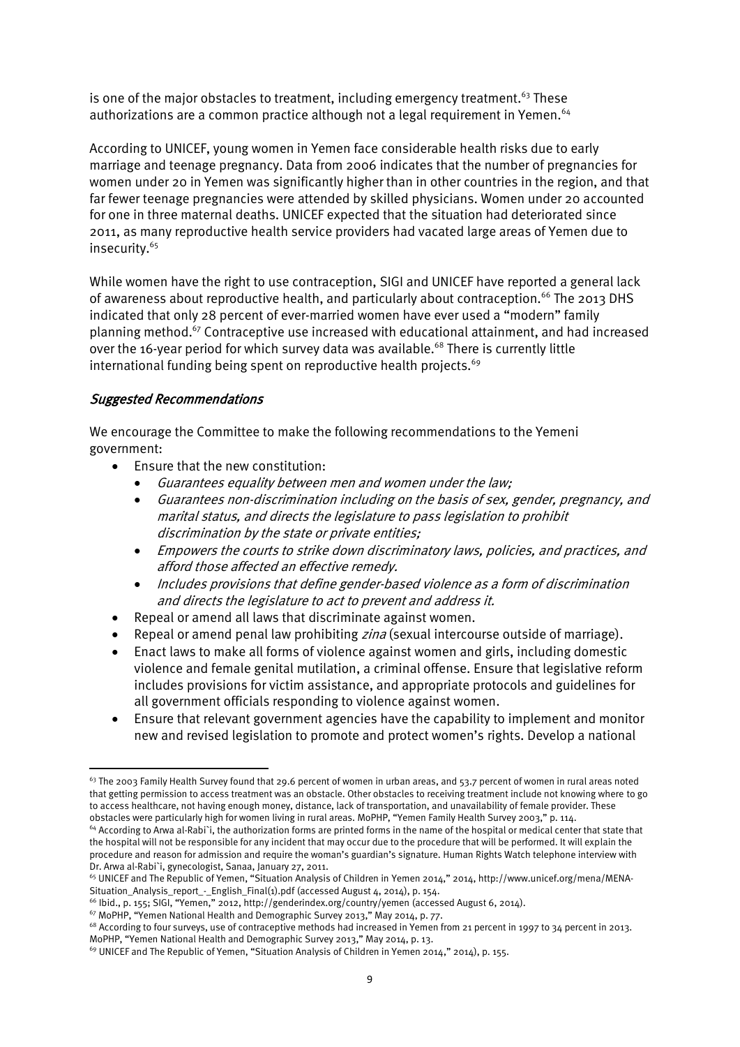is one of the major obstacles to treatment, including emergency treatment.[63] These authorizations are a common practice although not a legal requirement in Yemen.[64]

According to UNICEF, young women in Yemen face considerable health risks due to early marriage and teenage pregnancy. Data from 2006 indicates that the number of pregnancies for women under 20 in Yemen was significantly higher than in other countries in the region, and that far fewer teenage pregnancies were attended by skilled physicians. Women under 20 accounted for one in three maternal deaths. UNICEF expected that the situation had deteriorated since 2011, as many reproductive health service providers had vacated large areas of Yemen due to insecurity.[65]

While women have the right to use contraception, SIGI and UNICEF have reported a general lack of awareness about reproductive health, and particularly about contraception.[66] The 2013 DHS indicated that only 28 percent of ever-married women have ever used a "modern" family planning method.[67] Contraceptive use increased with educational attainment, and had increased over the 16-year period for which survey data was available.[68] There is currently little international funding being spent on reproductive health projects.[69]

### *Suggested Recommendations*

We encourage the Committee to make the following recommendations to the Yemeni government:

- Ensure that the new constitution:
  - *Guarantees equality between men and women under the law;*
  - *Guarantees non-discrimination including on the basis of sex, gender, pregnancy, and marital status, and directs the legislature to pass legislation to prohibit discrimination by the state or private entities;*
  - *Empowers the courts to strike down discriminatory laws, policies, and practices, and afford those affected an effective remedy.*
  - *Includes provisions that define gender-based violence as a form of discrimination and directs the legislature to act to prevent and address it.*
- Repeal or amend all laws that discriminate against women.
- Repeal or amend penal law prohibiting *zina* (sexual intercourse outside of marriage).
- Enact laws to make all forms of violence against women and girls, including domestic violence and female genital mutilation, a criminal offense. Ensure that legislative reform includes provisions for victim assistance, and appropriate protocols and guidelines for all government officials responding to violence against women.
- Ensure that relevant government agencies have the capability to implement and monitor new and revised legislation to promote and protect women's rights. Develop a national

---

[63] The 2003 Family Health Survey found that 29.6 percent of women in urban areas, and 53.7 percent of women in rural areas noted that getting permission to access treatment was an obstacle. Other obstacles to receiving treatment include not knowing where to go to access healthcare, not having enough money, distance, lack of transportation, and unavailability of female provider. These obstacles were particularly high for women living in rural areas. MoPHP, "Yemen Family Health Survey 2003," p. 114.

[64] According to Arwa al-Rabi`i, the authorization forms are printed forms in the name of the hospital or medical center that state that the hospital will not be responsible for any incident that may occur due to the procedure that will be performed. It will explain the procedure and reason for admission and require the woman's guardian's signature. Human Rights Watch telephone interview with Dr. Arwa al-Rabi`i, gynecologist, Sanaa, January 27, 2011.

[65] UNICEF and The Republic of Yemen, "Situation Analysis of Children in Yemen 2014," 2014, http://www.unicef.org/mena/MENA-Situation_Analysis_report_-_English_Final(1).pdf (accessed August 4, 2014), p. 154.

[66] Ibid., p. 155; SIGI, "Yemen," 2012, http://genderindex.org/country/yemen (accessed August 6, 2014).

[67] MoPHP, "Yemen National Health and Demographic Survey 2013," May 2014, p. 77.

[68] According to four surveys, use of contraceptive methods had increased in Yemen from 21 percent in 1997 to 34 percent in 2013. MoPHP, "Yemen National Health and Demographic Survey 2013," May 2014, p. 13.

[69] UNICEF and The Republic of Yemen, "Situation Analysis of Children in Yemen 2014," 2014), p. 155.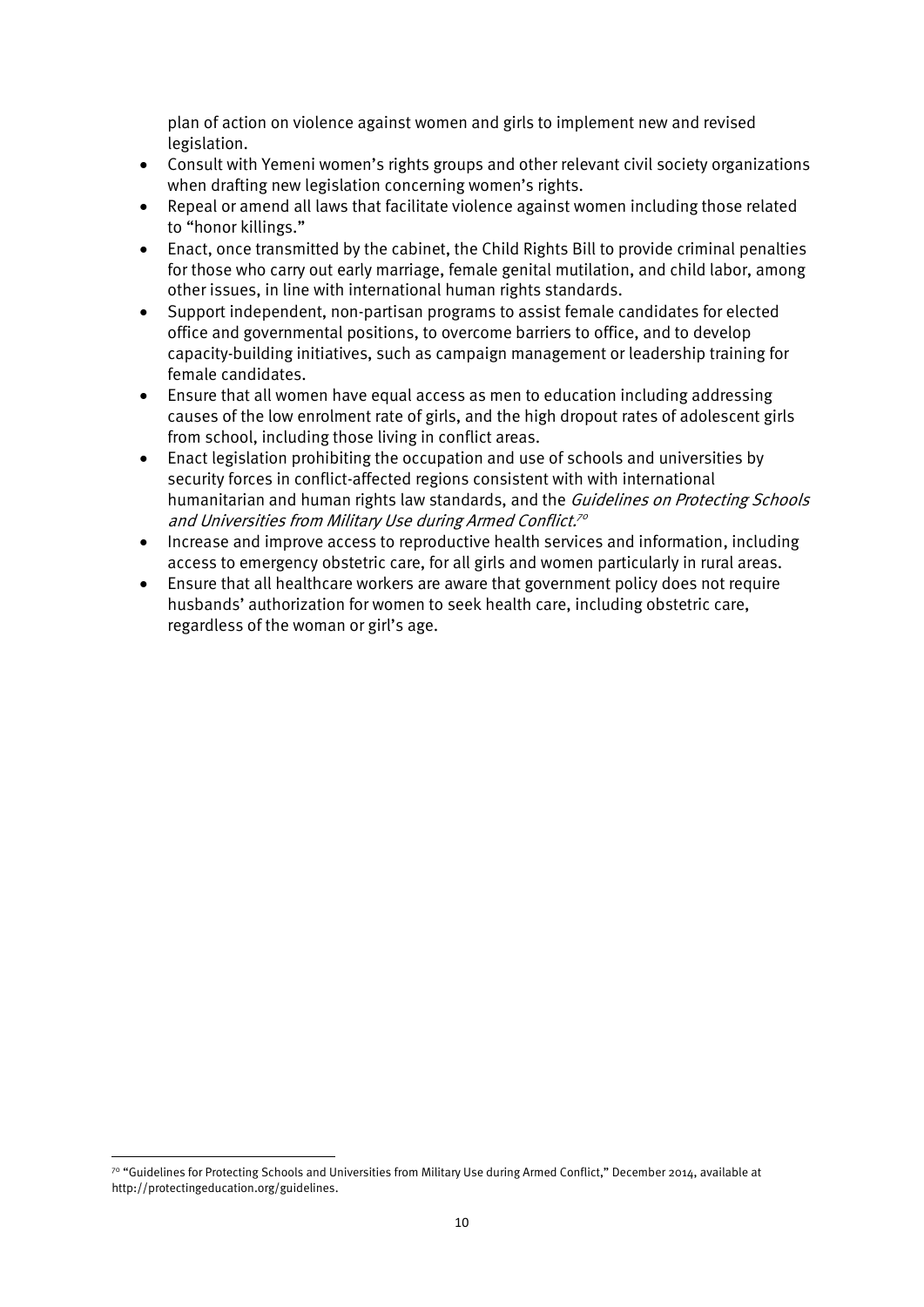plan of action on violence against women and girls to implement new and revised legislation.

- Consult with Yemeni women's rights groups and other relevant civil society organizations when drafting new legislation concerning women's rights.
- Repeal or amend all laws that facilitate violence against women including those related to "honor killings."
- Enact, once transmitted by the cabinet, the Child Rights Bill to provide criminal penalties for those who carry out early marriage, female genital mutilation, and child labor, among other issues, in line with international human rights standards.
- Support independent, non-partisan programs to assist female candidates for elected office and governmental positions, to overcome barriers to office, and to develop capacity-building initiatives, such as campaign management or leadership training for female candidates.
- Ensure that all women have equal access as men to education including addressing causes of the low enrolment rate of girls, and the high dropout rates of adolescent girls from school, including those living in conflict areas.
- Enact legislation prohibiting the occupation and use of schools and universities by security forces in conflict-affected regions consistent with with international humanitarian and human rights law standards, and the *Guidelines on Protecting Schools and Universities from Military Use during Armed Conflict.*[70]
- Increase and improve access to reproductive health services and information, including access to emergency obstetric care, for all girls and women particularly in rural areas.
- Ensure that all healthcare workers are aware that government policy does not require husbands' authorization for women to seek health care, including obstetric care, regardless of the woman or girl's age.

[70] "Guidelines for Protecting Schools and Universities from Military Use during Armed Conflict," December 2014, available at http://protectingeducation.org/guidelines.